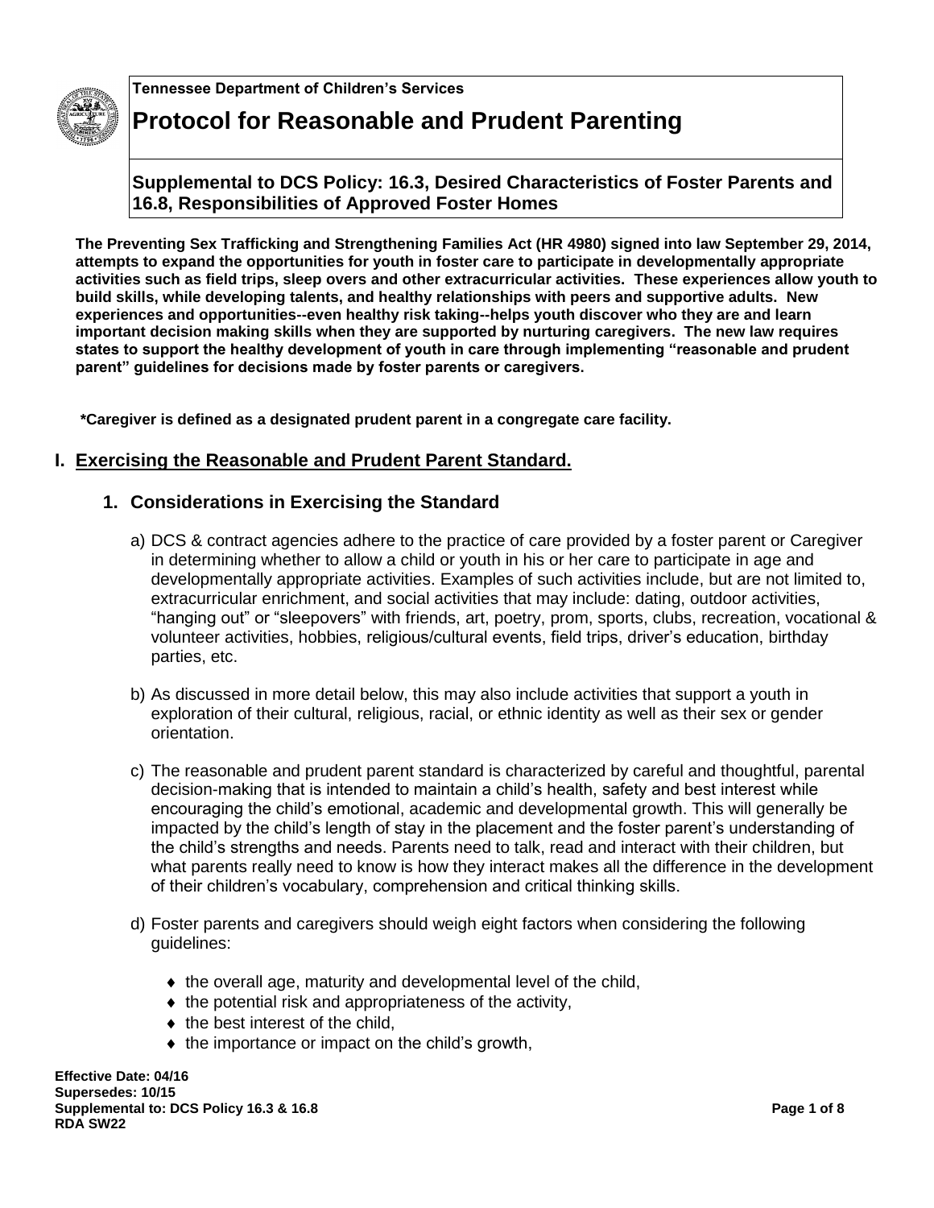Tennessee Department of Children's Services

# Protocol for Reasonable and Prudent Parenting

## Supplemental to DCS Policy: 16.3, Desired Characteristics of Foster Parents and 16.8, Responsibilities of Approved Foster Homes

**The Preventing Sex Trafficking and Strengthening Families Act (HR 4980) signed into law September 29, 2014, attempts to expand the opportunities for youth in foster care to participate in developmentally appropriate activities such as field trips, sleep overs and other extracurricular activities. These experiences allow youth to build skills, while developing talents, and healthy relationships with peers and supportive adults. New experiences and opportunities--even healthy risk taking--helps youth discover who they are and learn important decision making skills when they are supported by nurturing caregivers. The new law requires states to support the healthy development of youth in care through implementing "reasonable and prudent parent" guidelines for decisions made by foster parents or caregivers.**

**\*Caregiver is defined as a designated prudent parent in a congregate care facility.**

## I. Exercising the Reasonable and Prudent Parent Standard.

### 1. Considerations in Exercising the Standard

a) DCS & contract agencies adhere to the practice of care provided by a foster parent or Caregiver in determining whether to allow a child or youth in his or her care to participate in age and developmentally appropriate activities. Examples of such activities include, but are not limited to, extracurricular enrichment, and social activities that may include: dating, outdoor activities, "hanging out" or "sleepovers" with friends, art, poetry, prom, sports, clubs, recreation, vocational & volunteer activities, hobbies, religious/cultural events, field trips, driver's education, birthday parties, etc.

b) As discussed in more detail below, this may also include activities that support a youth in exploration of their cultural, religious, racial, or ethnic identity as well as their sex or gender orientation.

c) The reasonable and prudent parent standard is characterized by careful and thoughtful, parental decision-making that is intended to maintain a child's health, safety and best interest while encouraging the child's emotional, academic and developmental growth. This will generally be impacted by the child's length of stay in the placement and the foster parent's understanding of the child's strengths and needs. Parents need to talk, read and interact with their children, but what parents really need to know is how they interact makes all the difference in the development of their children's vocabulary, comprehension and critical thinking skills.

d) Foster parents and caregivers should weigh eight factors when considering the following guidelines:

- the overall age, maturity and developmental level of the child,
- the potential risk and appropriateness of the activity,
- the best interest of the child,
- the importance or impact on the child's growth,

**Effective Date: 04/16**
**Supersedes: 10/15**
**Supplemental to: DCS Policy 16.3 & 16.8**
**RDA SW22**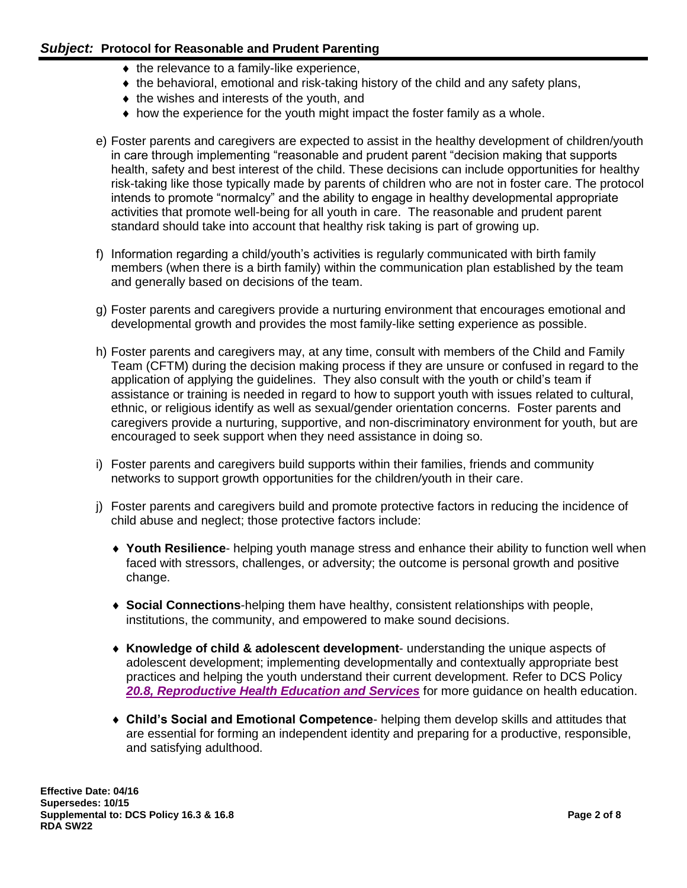- the relevance to a family-like experience,
- the behavioral, emotional and risk-taking history of the child and any safety plans,
- the wishes and interests of the youth, and
- how the experience for the youth might impact the foster family as a whole.

e) Foster parents and caregivers are expected to assist in the healthy development of children/youth in care through implementing "reasonable and prudent parent "decision making that supports health, safety and best interest of the child. These decisions can include opportunities for healthy risk-taking like those typically made by parents of children who are not in foster care. The protocol intends to promote "normalcy" and the ability to engage in healthy developmental appropriate activities that promote well-being for all youth in care. The reasonable and prudent parent standard should take into account that healthy risk taking is part of growing up.

f) Information regarding a child/youth's activities is regularly communicated with birth family members (when there is a birth family) within the communication plan established by the team and generally based on decisions of the team.

g) Foster parents and caregivers provide a nurturing environment that encourages emotional and developmental growth and provides the most family-like setting experience as possible.

h) Foster parents and caregivers may, at any time, consult with members of the Child and Family Team (CFTM) during the decision making process if they are unsure or confused in regard to the application of applying the guidelines. They also consult with the youth or child's team if assistance or training is needed in regard to how to support youth with issues related to cultural, ethnic, or religious identify as well as sexual/gender orientation concerns. Foster parents and caregivers provide a nurturing, supportive, and non-discriminatory environment for youth, but are encouraged to seek support when they need assistance in doing so.

i) Foster parents and caregivers build supports within their families, friends and community networks to support growth opportunities for the children/youth in their care.

j) Foster parents and caregivers build and promote protective factors in reducing the incidence of child abuse and neglect; those protective factors include:

- **Youth Resilience**- helping youth manage stress and enhance their ability to function well when faced with stressors, challenges, or adversity; the outcome is personal growth and positive change.

- **Social Connections**-helping them have healthy, consistent relationships with people, institutions, the community, and empowered to make sound decisions.

- **Knowledge of child & adolescent development**- understanding the unique aspects of adolescent development; implementing developmentally and contextually appropriate best practices and helping the youth understand their current development. Refer to DCS Policy ***20.8, Reproductive Health Education and Services*** for more guidance on health education.

- **Child's Social and Emotional Competence**- helping them develop skills and attitudes that are essential for forming an independent identity and preparing for a productive, responsible, and satisfying adulthood.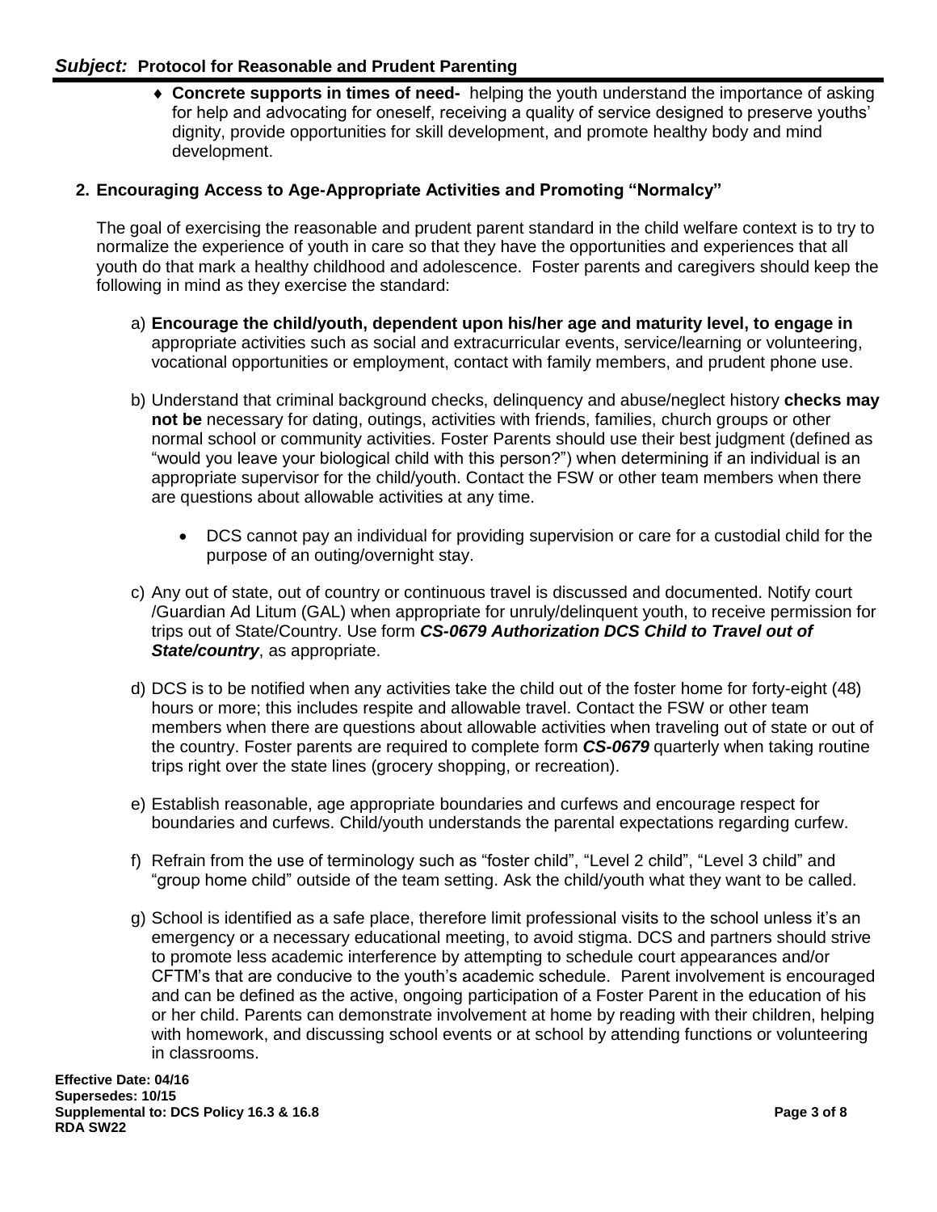- **Concrete supports in times of need-** helping the youth understand the importance of asking for help and advocating for oneself, receiving a quality of service designed to preserve youths' dignity, provide opportunities for skill development, and promote healthy body and mind development.

## 2. Encouraging Access to Age-Appropriate Activities and Promoting "Normalcy"

The goal of exercising the reasonable and prudent parent standard in the child welfare context is to try to normalize the experience of youth in care so that they have the opportunities and experiences that all youth do that mark a healthy childhood and adolescence. Foster parents and caregivers should keep the following in mind as they exercise the standard:

a) **Encourage the child/youth, dependent upon his/her age and maturity level, to engage in** appropriate activities such as social and extracurricular events, service/learning or volunteering, vocational opportunities or employment, contact with family members, and prudent phone use.

b) Understand that criminal background checks, delinquency and abuse/neglect history **checks may not be** necessary for dating, outings, activities with friends, families, church groups or other normal school or community activities. Foster Parents should use their best judgment (defined as "would you leave your biological child with this person?") when determining if an individual is an appropriate supervisor for the child/youth. Contact the FSW or other team members when there are questions about allowable activities at any time.

   - DCS cannot pay an individual for providing supervision or care for a custodial child for the purpose of an outing/overnight stay.

c) Any out of state, out of country or continuous travel is discussed and documented. Notify court /Guardian Ad Litum (GAL) when appropriate for unruly/delinquent youth, to receive permission for trips out of State/Country. Use form ***CS-0679 Authorization DCS Child to Travel out of State/country***, as appropriate.

d) DCS is to be notified when any activities take the child out of the foster home for forty-eight (48) hours or more; this includes respite and allowable travel. Contact the FSW or other team members when there are questions about allowable activities when traveling out of state or out of the country. Foster parents are required to complete form ***CS-0679*** quarterly when taking routine trips right over the state lines (grocery shopping, or recreation).

e) Establish reasonable, age appropriate boundaries and curfews and encourage respect for boundaries and curfews. Child/youth understands the parental expectations regarding curfew.

f) Refrain from the use of terminology such as "foster child", "Level 2 child", "Level 3 child" and "group home child" outside of the team setting. Ask the child/youth what they want to be called.

g) School is identified as a safe place, therefore limit professional visits to the school unless it's an emergency or a necessary educational meeting, to avoid stigma. DCS and partners should strive to promote less academic interference by attempting to schedule court appearances and/or CFTM's that are conducive to the youth's academic schedule. Parent involvement is encouraged and can be defined as the active, ongoing participation of a Foster Parent in the education of his or her child. Parents can demonstrate involvement at home by reading with their children, helping with homework, and discussing school events or at school by attending functions or volunteering in classrooms.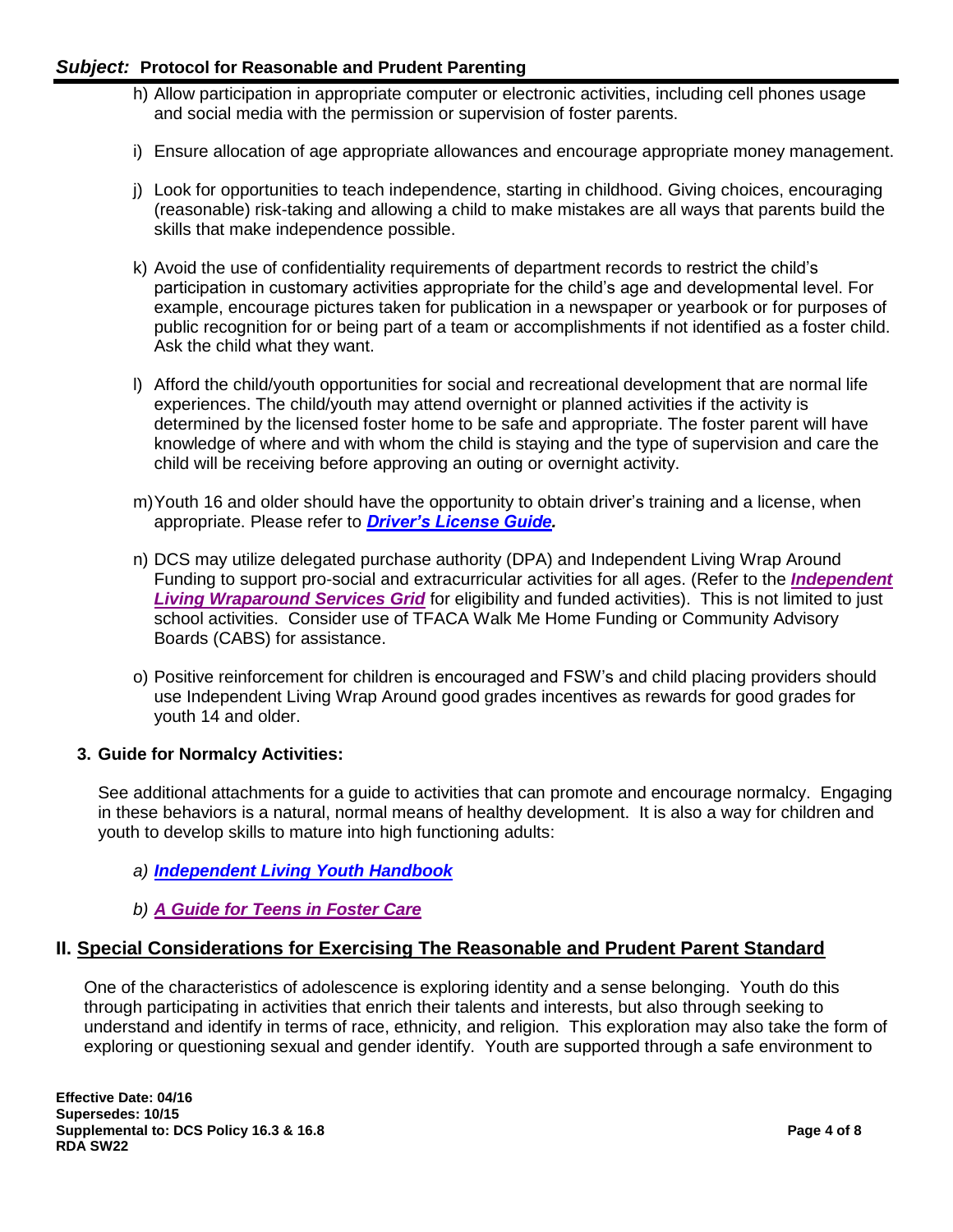h) Allow participation in appropriate computer or electronic activities, including cell phones usage and social media with the permission or supervision of foster parents.

i) Ensure allocation of age appropriate allowances and encourage appropriate money management.

j) Look for opportunities to teach independence, starting in childhood. Giving choices, encouraging (reasonable) risk-taking and allowing a child to make mistakes are all ways that parents build the skills that make independence possible.

k) Avoid the use of confidentiality requirements of department records to restrict the child's participation in customary activities appropriate for the child's age and developmental level. For example, encourage pictures taken for publication in a newspaper or yearbook or for purposes of public recognition for or being part of a team or accomplishments if not identified as a foster child. Ask the child what they want.

l) Afford the child/youth opportunities for social and recreational development that are normal life experiences. The child/youth may attend overnight or planned activities if the activity is determined by the licensed foster home to be safe and appropriate. The foster parent will have knowledge of where and with whom the child is staying and the type of supervision and care the child will be receiving before approving an outing or overnight activity.

m) Youth 16 and older should have the opportunity to obtain driver's training and a license, when appropriate. Please refer to ***Driver's License Guide.***

n) DCS may utilize delegated purchase authority (DPA) and Independent Living Wrap Around Funding to support pro-social and extracurricular activities for all ages. (Refer to the ***Independent Living Wraparound Services Grid*** for eligibility and funded activities). This is not limited to just school activities. Consider use of TFACA Walk Me Home Funding or Community Advisory Boards (CABS) for assistance.

o) Positive reinforcement for children is encouraged and FSW's and child placing providers should use Independent Living Wrap Around good grades incentives as rewards for good grades for youth 14 and older.

**3. Guide for Normalcy Activities:**

See additional attachments for a guide to activities that can promote and encourage normalcy. Engaging in these behaviors is a natural, normal means of healthy development. It is also a way for children and youth to develop skills to mature into high functioning adults:

*a)* ***Independent Living Youth Handbook***

*b)* ***A Guide for Teens in Foster Care***

## II. Special Considerations for Exercising The Reasonable and Prudent Parent Standard

One of the characteristics of adolescence is exploring identity and a sense belonging. Youth do this through participating in activities that enrich their talents and interests, but also through seeking to understand and identify in terms of race, ethnicity, and religion. This exploration may also take the form of exploring or questioning sexual and gender identify. Youth are supported through a safe environment to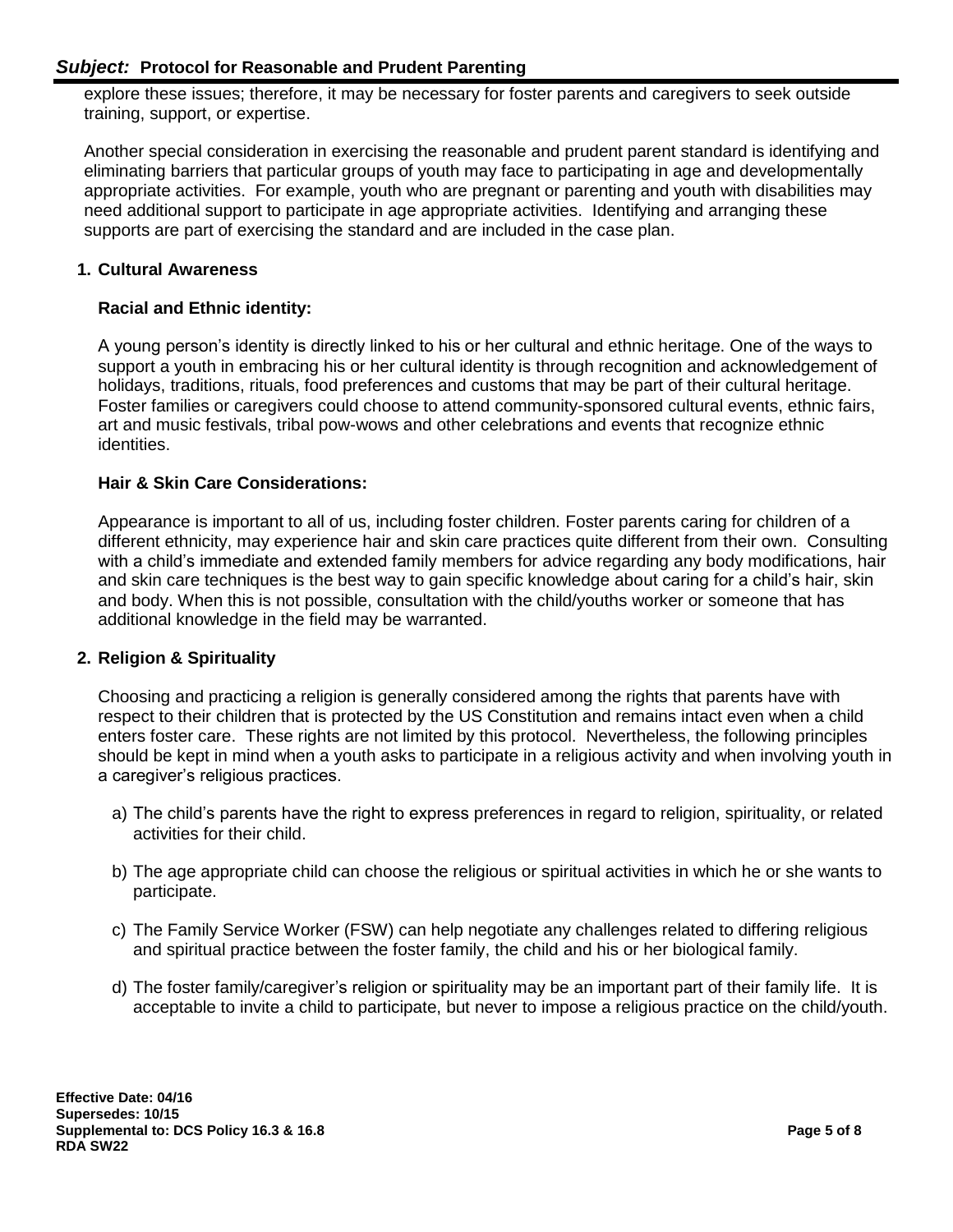explore these issues; therefore, it may be necessary for foster parents and caregivers to seek outside training, support, or expertise.

Another special consideration in exercising the reasonable and prudent parent standard is identifying and eliminating barriers that particular groups of youth may face to participating in age and developmentally appropriate activities. For example, youth who are pregnant or parenting and youth with disabilities may need additional support to participate in age appropriate activities. Identifying and arranging these supports are part of exercising the standard and are included in the case plan.

## 1. Cultural Awareness

### Racial and Ethnic identity:

A young person's identity is directly linked to his or her cultural and ethnic heritage. One of the ways to support a youth in embracing his or her cultural identity is through recognition and acknowledgement of holidays, traditions, rituals, food preferences and customs that may be part of their cultural heritage. Foster families or caregivers could choose to attend community-sponsored cultural events, ethnic fairs, art and music festivals, tribal pow-wows and other celebrations and events that recognize ethnic identities.

### Hair & Skin Care Considerations:

Appearance is important to all of us, including foster children. Foster parents caring for children of a different ethnicity, may experience hair and skin care practices quite different from their own. Consulting with a child's immediate and extended family members for advice regarding any body modifications, hair and skin care techniques is the best way to gain specific knowledge about caring for a child's hair, skin and body. When this is not possible, consultation with the child/youths worker or someone that has additional knowledge in the field may be warranted.

## 2. Religion & Spirituality

Choosing and practicing a religion is generally considered among the rights that parents have with respect to their children that is protected by the US Constitution and remains intact even when a child enters foster care. These rights are not limited by this protocol. Nevertheless, the following principles should be kept in mind when a youth asks to participate in a religious activity and when involving youth in a caregiver's religious practices.

a) The child's parents have the right to express preferences in regard to religion, spirituality, or related activities for their child.

b) The age appropriate child can choose the religious or spiritual activities in which he or she wants to participate.

c) The Family Service Worker (FSW) can help negotiate any challenges related to differing religious and spiritual practice between the foster family, the child and his or her biological family.

d) The foster family/caregiver's religion or spirituality may be an important part of their family life. It is acceptable to invite a child to participate, but never to impose a religious practice on the child/youth.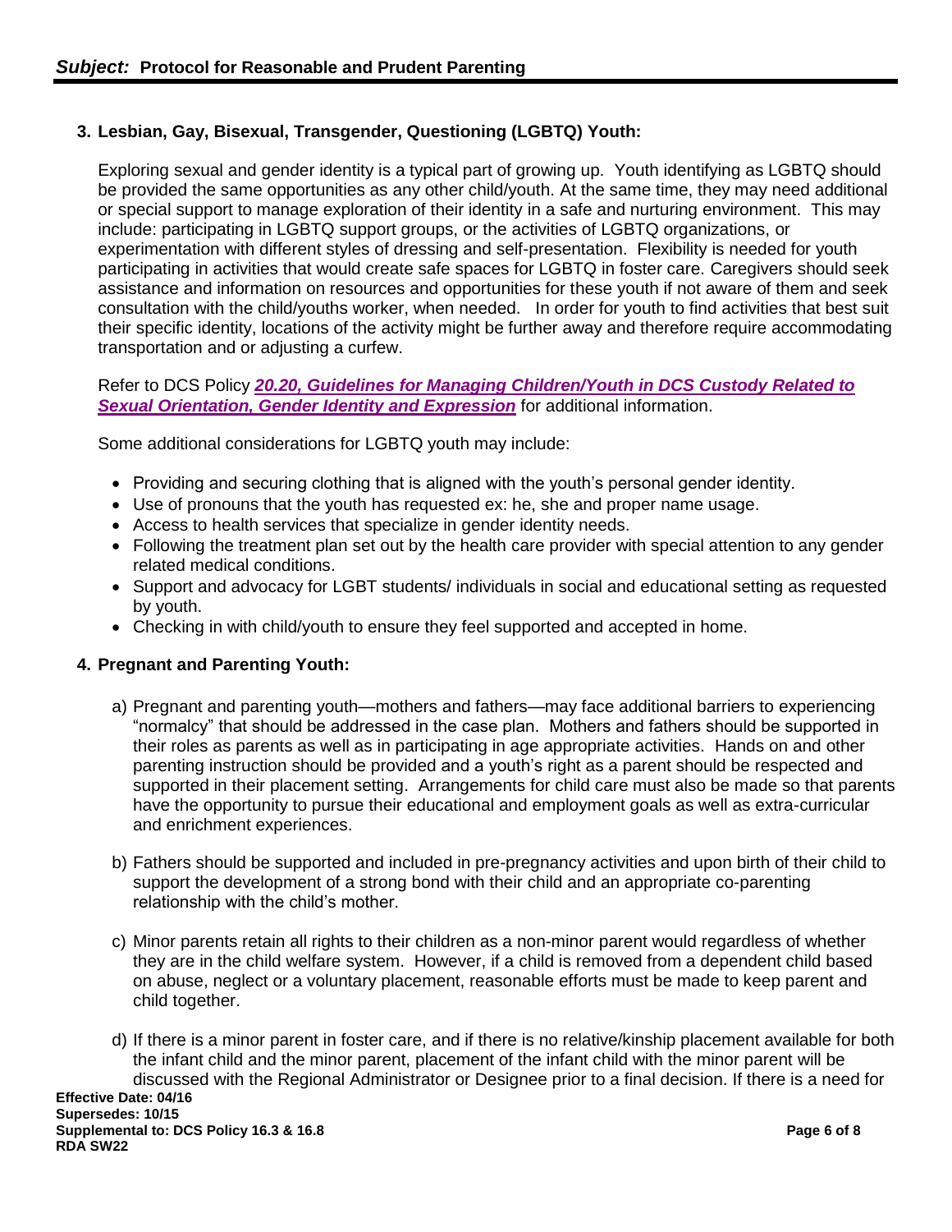## 3. Lesbian, Gay, Bisexual, Transgender, Questioning (LGBTQ) Youth:

Exploring sexual and gender identity is a typical part of growing up. Youth identifying as LGBTQ should be provided the same opportunities as any other child/youth. At the same time, they may need additional or special support to manage exploration of their identity in a safe and nurturing environment. This may include: participating in LGBTQ support groups, or the activities of LGBTQ organizations, or experimentation with different styles of dressing and self-presentation. Flexibility is needed for youth participating in activities that would create safe spaces for LGBTQ in foster care. Caregivers should seek assistance and information on resources and opportunities for these youth if not aware of them and seek consultation with the child/youths worker, when needed. In order for youth to find activities that best suit their specific identity, locations of the activity might be further away and therefore require accommodating transportation and or adjusting a curfew.

Refer to DCS Policy ***20.20, Guidelines for Managing Children/Youth in DCS Custody Related to Sexual Orientation, Gender Identity and Expression*** for additional information.

Some additional considerations for LGBTQ youth may include:

- Providing and securing clothing that is aligned with the youth's personal gender identity.
- Use of pronouns that the youth has requested ex: he, she and proper name usage.
- Access to health services that specialize in gender identity needs.
- Following the treatment plan set out by the health care provider with special attention to any gender related medical conditions.
- Support and advocacy for LGBT students/ individuals in social and educational setting as requested by youth.
- Checking in with child/youth to ensure they feel supported and accepted in home.

## 4. Pregnant and Parenting Youth:

a) Pregnant and parenting youth—mothers and fathers—may face additional barriers to experiencing "normalcy" that should be addressed in the case plan. Mothers and fathers should be supported in their roles as parents as well as in participating in age appropriate activities. Hands on and other parenting instruction should be provided and a youth's right as a parent should be respected and supported in their placement setting. Arrangements for child care must also be made so that parents have the opportunity to pursue their educational and employment goals as well as extra-curricular and enrichment experiences.

b) Fathers should be supported and included in pre-pregnancy activities and upon birth of their child to support the development of a strong bond with their child and an appropriate co-parenting relationship with the child's mother.

c) Minor parents retain all rights to their children as a non-minor parent would regardless of whether they are in the child welfare system. However, if a child is removed from a dependent child based on abuse, neglect or a voluntary placement, reasonable efforts must be made to keep parent and child together.

d) If there is a minor parent in foster care, and if there is no relative/kinship placement available for both the infant child and the minor parent, placement of the infant child with the minor parent will be discussed with the Regional Administrator or Designee prior to a final decision. If there is a need for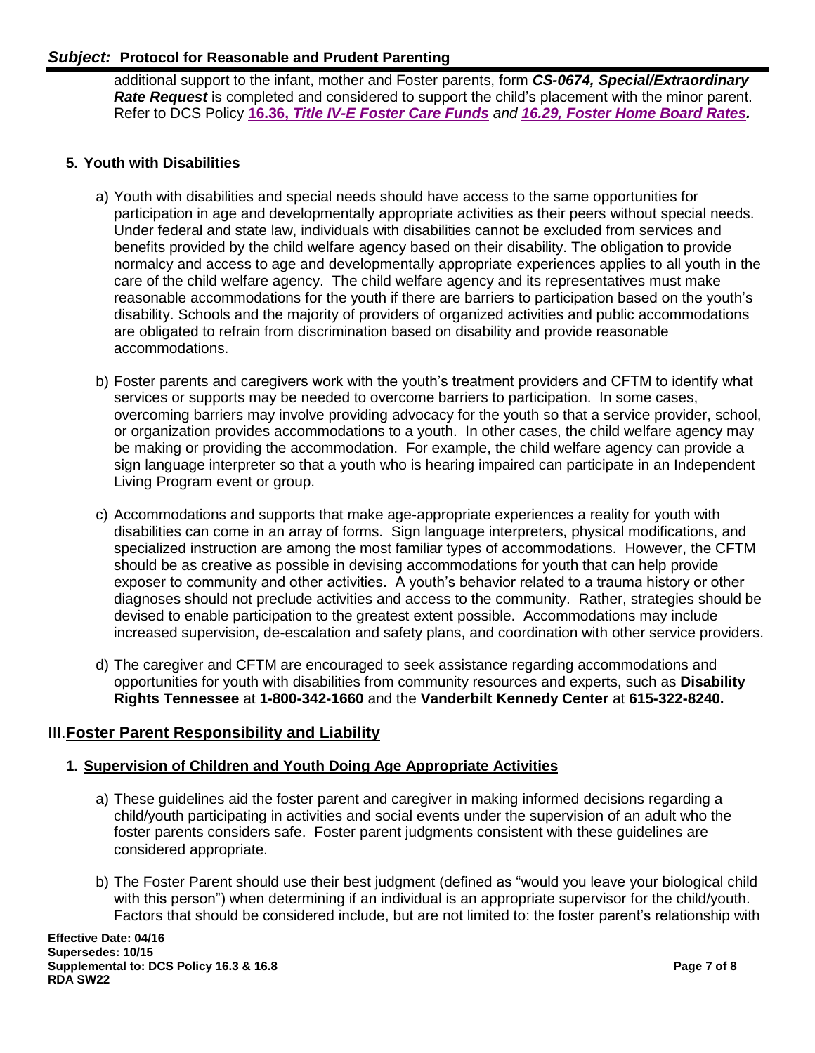additional support to the infant, mother and Foster parents, form ***CS-0674, Special/Extraordinary Rate Request*** is completed and considered to support the child's placement with the minor parent. Refer to DCS Policy **16.36, *Title IV-E Foster Care Funds*** *and* ***16.29, Foster Home Board Rates***.

### 5. Youth with Disabilities

a) Youth with disabilities and special needs should have access to the same opportunities for participation in age and developmentally appropriate activities as their peers without special needs. Under federal and state law, individuals with disabilities cannot be excluded from services and benefits provided by the child welfare agency based on their disability. The obligation to provide normalcy and access to age and developmentally appropriate experiences applies to all youth in the care of the child welfare agency. The child welfare agency and its representatives must make reasonable accommodations for the youth if there are barriers to participation based on the youth's disability. Schools and the majority of providers of organized activities and public accommodations are obligated to refrain from discrimination based on disability and provide reasonable accommodations.

b) Foster parents and caregivers work with the youth's treatment providers and CFTM to identify what services or supports may be needed to overcome barriers to participation. In some cases, overcoming barriers may involve providing advocacy for the youth so that a service provider, school, or organization provides accommodations to a youth. In other cases, the child welfare agency may be making or providing the accommodation. For example, the child welfare agency can provide a sign language interpreter so that a youth who is hearing impaired can participate in an Independent Living Program event or group.

c) Accommodations and supports that make age-appropriate experiences a reality for youth with disabilities can come in an array of forms. Sign language interpreters, physical modifications, and specialized instruction are among the most familiar types of accommodations. However, the CFTM should be as creative as possible in devising accommodations for youth that can help provide exposer to community and other activities. A youth's behavior related to a trauma history or other diagnoses should not preclude activities and access to the community. Rather, strategies should be devised to enable participation to the greatest extent possible. Accommodations may include increased supervision, de-escalation and safety plans, and coordination with other service providers.

d) The caregiver and CFTM are encouraged to seek assistance regarding accommodations and opportunities for youth with disabilities from community resources and experts, such as **Disability Rights Tennessee** at **1-800-342-1660** and the **Vanderbilt Kennedy Center** at **615-322-8240.**

## III. Foster Parent Responsibility and Liability

### 1. Supervision of Children and Youth Doing Age Appropriate Activities

a) These guidelines aid the foster parent and caregiver in making informed decisions regarding a child/youth participating in activities and social events under the supervision of an adult who the foster parents considers safe. Foster parent judgments consistent with these guidelines are considered appropriate.

b) The Foster Parent should use their best judgment (defined as "would you leave your biological child with this person") when determining if an individual is an appropriate supervisor for the child/youth. Factors that should be considered include, but are not limited to: the foster parent's relationship with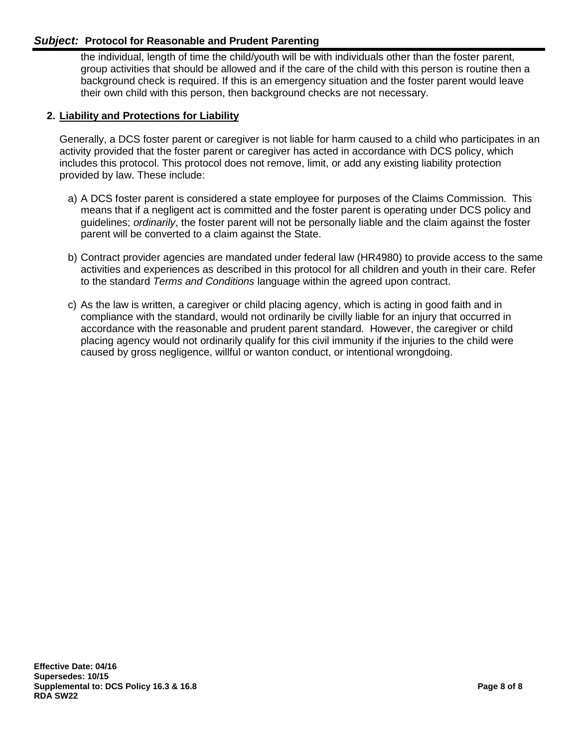the individual, length of time the child/youth will be with individuals other than the foster parent, group activities that should be allowed and if the care of the child with this person is routine then a background check is required. If this is an emergency situation and the foster parent would leave their own child with this person, then background checks are not necessary.

**2. <u>Liability and Protections for Liability</u>**

Generally, a DCS foster parent or caregiver is not liable for harm caused to a child who participates in an activity provided that the foster parent or caregiver has acted in accordance with DCS policy, which includes this protocol. This protocol does not remove, limit, or add any existing liability protection provided by law. These include:

a) A DCS foster parent is considered a state employee for purposes of the Claims Commission. This means that if a negligent act is committed and the foster parent is operating under DCS policy and guidelines; *ordinarily*, the foster parent will not be personally liable and the claim against the foster parent will be converted to a claim against the State.

b) Contract provider agencies are mandated under federal law (HR4980) to provide access to the same activities and experiences as described in this protocol for all children and youth in their care. Refer to the standard *Terms and Conditions* language within the agreed upon contract.

c) As the law is written, a caregiver or child placing agency, which is acting in good faith and in compliance with the standard, would not ordinarily be civilly liable for an injury that occurred in accordance with the reasonable and prudent parent standard. However, the caregiver or child placing agency would not ordinarily qualify for this civil immunity if the injuries to the child were caused by gross negligence, willful or wanton conduct, or intentional wrongdoing.